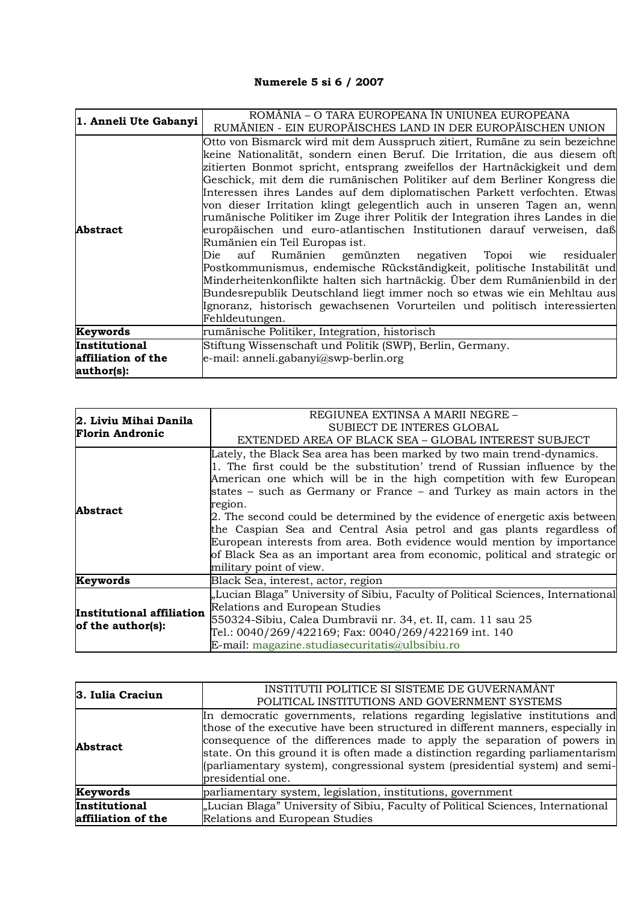**Numerele 5 si 6 / 2007**

| **1. Anneli Ute Gabanyi** | ROMÂNIA – O TARA EUROPEANA ÎN UNIUNEA EUROPEANA<br>RUMÄNIEN - EIN EUROPÄISCHES LAND IN DER EUROPÄISCHEN UNION |
|---|---|
| **Abstract** | Otto von Bismarck wird mit dem Ausspruch zitiert, Rumäne zu sein bezeichne keine Nationalität, sondern einen Beruf. Die Irritation, die aus diesem oft zitierten Bonmot spricht, entsprang zweifellos der Hartnäckigkeit und dem Geschick, mit dem die rumänischen Politiker auf dem Berliner Kongress die Interessen ihres Landes auf dem diplomatischen Parkett verfochten. Etwas von dieser Irritation klingt gelegentlich auch in unseren Tagen an, wenn rumänische Politiker im Zuge ihrer Politik der Integration ihres Landes in die europäischen und euro-atlantischen Institutionen darauf verweisen, daß Rumänien ein Teil Europas ist.<br>Die auf Rumänien gemünzten negativen Topoi wie residualer Postkommunismus, endemische Rückständigkeit, politische Instabilität und Minderheitenkonflikte halten sich hartnäckig. Über dem Rumänienbild in der Bundesrepublik Deutschland liegt immer noch so etwas wie ein Mehltau aus Ignoranz, historisch gewachsenen Vorurteilen und politisch interessierten Fehldeutungen. |
| **Keywords** | rumänische Politiker, Integration, historisch |
| **Institutional affiliation of the author(s):** | Stiftung Wissenschaft und Politik (SWP), Berlin, Germany.<br>e-mail: anneli.gabanyi@swp-berlin.org |

| **2. Liviu Mihai Danila<br>Florin Andronic** | REGIUNEA EXTINSA A MARII NEGRE –<br>SUBIECT DE INTERES GLOBAL<br>EXTENDED AREA OF BLACK SEA – GLOBAL INTEREST SUBJECT |
|---|---|
| **Abstract** | Lately, the Black Sea area has been marked by two main trend-dynamics.<br>1. The first could be the substitution' trend of Russian influence by the American one which will be in the high competition with few European states – such as Germany or France – and Turkey as main actors in the region.<br>2. The second could be determined by the evidence of energetic axis between the Caspian Sea and Central Asia petrol and gas plants regardless of European interests from area. Both evidence would mention by importance of Black Sea as an important area from economic, political and strategic or military point of view. |
| **Keywords** | Black Sea, interest, actor, region |
| **Institutional affiliation of the author(s):** | „Lucian Blaga" University of Sibiu, Faculty of Political Sciences, International Relations and European Studies<br>550324-Sibiu, Calea Dumbravii nr. 34, et. II, cam. 11 sau 25<br>Tel.: 0040/269/422169; Fax: 0040/269/422169 int. 140<br>E-mail: magazine.studiasecuritatis@ulbsibiu.ro |

| **3. Iulia Craciun** | INSTITUTII POLITICE SI SISTEME DE GUVERNAMÂNT<br>POLITICAL INSTITUTIONS AND GOVERNMENT SYSTEMS |
|---|---|
| **Abstract** | In democratic governments, relations regarding legislative institutions and those of the executive have been structured in different manners, especially in consequence of the differences made to apply the separation of powers in state. On this ground it is often made a distinction regarding parliamentarism (parliamentary system), congressional system (presidential system) and semi-presidential one. |
| **Keywords** | parliamentary system, legislation, institutions, government |
| **Institutional affiliation of the** | „Lucian Blaga" University of Sibiu, Faculty of Political Sciences, International Relations and European Studies |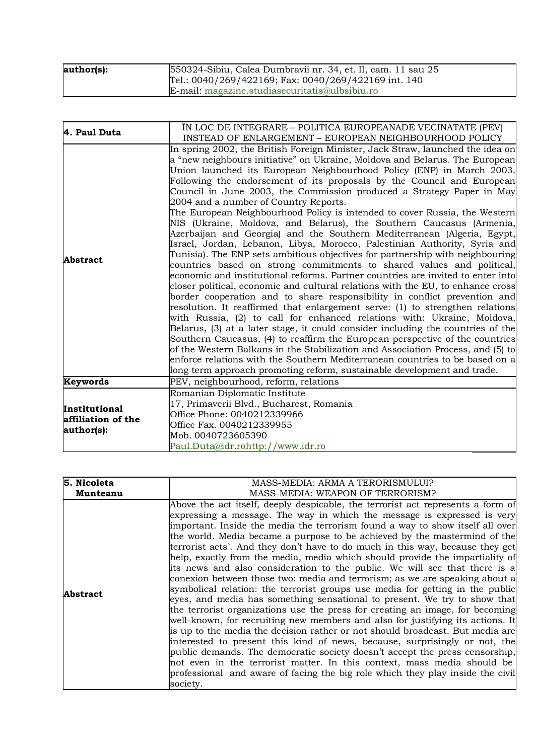| author(s): | 550324-Sibiu, Calea Dumbravii nr. 34, et. II, cam. 11 sau 25<br>Tel.: 0040/269/422169; Fax: 0040/269/422169 int. 140<br>E-mail: magazine.studiasecuritatis@ulbsibiu.ro |
|---|---|

| 4. Paul Duta | ÎN LOC DE INTEGRARE – POLITICA EUROPEANADE VECINATATE (PEV)<br>INSTEAD OF ENLARGEMENT – EUROPEAN NEIGHBOURHOOD POLICY |
|---|---|
| Abstract | In spring 2002, the British Foreign Minister, Jack Straw, launched the idea on a "new neighbours initiative" on Ukraine, Moldova and Belarus. The European Union launched its European Neighbourhood Policy (ENP) in March 2003. Following the endorsement of its proposals by the Council and European Council in June 2003, the Commission produced a Strategy Paper in May 2004 and a number of Country Reports.<br>The European Neighbourhood Policy is intended to cover Russia, the Western NIS (Ukraine, Moldova, and Belarus), the Southern Caucasus (Armenia, Azerbaijan and Georgia) and the Southern Mediterranean (Algeria, Egypt, Israel, Jordan, Lebanon, Libya, Morocco, Palestinian Authority, Syria and Tunisia). The ENP sets ambitious objectives for partnership with neighbouring countries based on strong commitments to shared values and political, economic and institutional reforms. Partner countries are invited to enter into closer political, economic and cultural relations with the EU, to enhance cross border cooperation and to share responsibility in conflict prevention and resolution. It reaffirmed that enlargement serve: (1) to strengthen relations with Russia, (2) to call for enhanced relations with: Ukraine, Moldova, Belarus, (3) at a later stage, it could consider including the countries of the Southern Caucasus, (4) to reaffirm the European perspective of the countries of the Western Balkans in the Stabilization and Association Process, and (5) to enforce relations with the Southern Mediterranean countries to be based on a long term approach promoting reform, sustainable development and trade. |
| Keywords | PEV, neighbourhood, reform, relations |
| Institutional affiliation of the author(s): | Romanian Diplomatic Institute<br>17, Primaverii Blvd., Bucharest, Romania<br>Office Phone: 0040212339966<br>Office Fax. 0040212339955<br>Mob. 0040723605390<br>Paul.Duta@idr.rohttp://www.idr.ro |

| 5. Nicoleta Munteanu | MASS-MEDIA: ARMA A TERORISMULUI?<br>MASS-MEDIA: WEAPON OF TERRORISM? |
|---|---|
| Abstract | Above the act itself, deeply despicable, the terrorist act represents a form of expressing a message. The way in which the message is expressed is very important. Inside the media the terrorism found a way to show itself all over the world. Media became a purpose to be achieved by the mastermind of the terrorist acts`. And they don't have to do much in this way, because they get help, exactly from the media, media which should provide the impartiality of its news and also consideration to the public. We will see that there is a conexion between those two: media and terrorism; as we are speaking about a symbolical relation: the terrorist groups use media for getting in the public eyes, and media has something sensational to present. We try to show that the terrorist organizations use the press for creating an image, for becoming well-known, for recruiting new members and also for justifying its actions. It is up to the media the decision rather or not should broadcast. But media are interested to present this kind of news, because, surprisingly or not, the public demands. The democratic society doesn't accept the press censorship, not even in the terrorist matter. In this context, mass media should be professional and aware of facing the big role which they play inside the civil society. |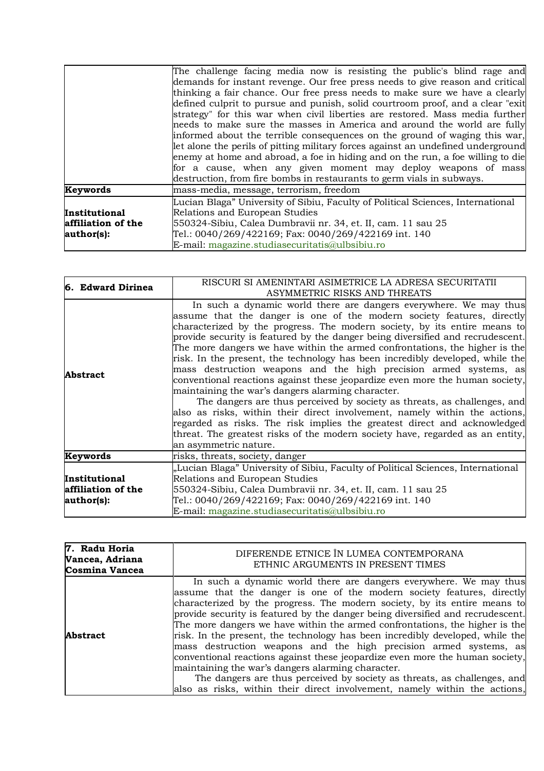| | The challenge facing media now is resisting the public's blind rage and demands for instant revenge. Our free press needs to give reason and critical thinking a fair chance. Our free press needs to make sure we have a clearly defined culprit to pursue and punish, solid courtroom proof, and a clear "exit strategy" for this war when civil liberties are restored. Mass media further needs to make sure the masses in America and around the world are fully informed about the terrible consequences on the ground of waging this war, let alone the perils of pitting military forces against an undefined underground enemy at home and abroad, a foe in hiding and on the run, a foe willing to die for a cause, when any given moment may deploy weapons of mass destruction, from fire bombs in restaurants to germ vials in subways. |
|---|---|
| **Keywords** | mass-media, message, terrorism, freedom |
| **Institutional affiliation of the author(s):** | Lucian Blaga" University of Sibiu, Faculty of Political Sciences, International Relations and European Studies<br>550324-Sibiu, Calea Dumbravii nr. 34, et. II, cam. 11 sau 25<br>Tel.: 0040/269/422169; Fax: 0040/269/422169 int. 140<br>E-mail: magazine.studiasecuritatis@ulbsibiu.ro |

| **6. Edward Dirinea** | RISCURI SI AMENINTARI ASIMETRICE LA ADRESA SECURITATII<br>ASYMMETRIC RISKS AND THREATS |
|---|---|
| **Abstract** | In such a dynamic world there are dangers everywhere. We may thus assume that the danger is one of the modern society features, directly characterized by the progress. The modern society, by its entire means to provide security is featured by the danger being diversified and recrudescent. The more dangers we have within the armed confrontations, the higher is the risk. In the present, the technology has been incredibly developed, while the mass destruction weapons and the high precision armed systems, as conventional reactions against these jeopardize even more the human society, maintaining the war's dangers alarming character.<br>The dangers are thus perceived by society as threats, as challenges, and also as risks, within their direct involvement, namely within the actions, regarded as risks. The risk implies the greatest direct and acknowledged threat. The greatest risks of the modern society have, regarded as an entity, an asymmetric nature. |
| **Keywords** | risks, threats, society, danger |
| **Institutional affiliation of the author(s):** | „Lucian Blaga" University of Sibiu, Faculty of Political Sciences, International Relations and European Studies<br>550324-Sibiu, Calea Dumbravii nr. 34, et. II, cam. 11 sau 25<br>Tel.: 0040/269/422169; Fax: 0040/269/422169 int. 140<br>E-mail: magazine.studiasecuritatis@ulbsibiu.ro |

| **7. Radu Horia Vancea, Adriana Cosmina Vancea** | DIFERENDE ETNICE ÎN LUMEA CONTEMPORANA<br>ETHNIC ARGUMENTS IN PRESENT TIMES |
|---|---|
| **Abstract** | In such a dynamic world there are dangers everywhere. We may thus assume that the danger is one of the modern society features, directly characterized by the progress. The modern society, by its entire means to provide security is featured by the danger being diversified and recrudescent. The more dangers we have within the armed confrontations, the higher is the risk. In the present, the technology has been incredibly developed, while the mass destruction weapons and the high precision armed systems, as conventional reactions against these jeopardize even more the human society, maintaining the war's dangers alarming character.<br>The dangers are thus perceived by society as threats, as challenges, and also as risks, within their direct involvement, namely within the actions, |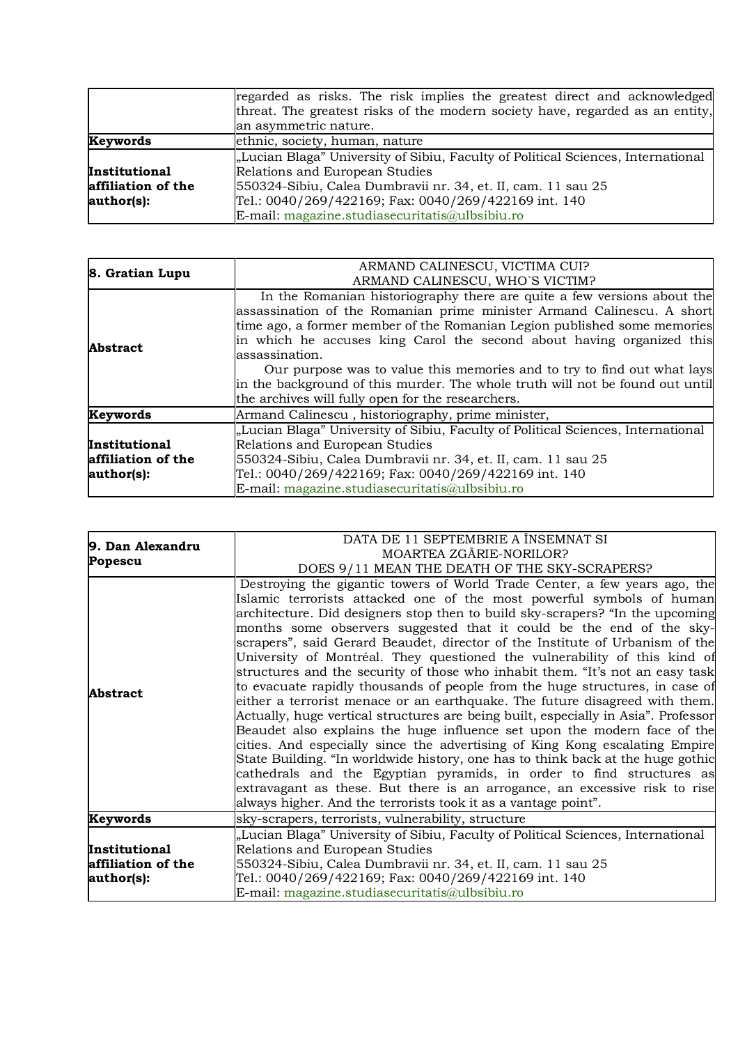| | |
|---|---|
| | regarded as risks. The risk implies the greatest direct and acknowledged threat. The greatest risks of the modern society have, regarded as an entity, an asymmetric nature. |
| **Keywords** | ethnic, society, human, nature |
| **Institutional affiliation of the author(s):** | „Lucian Blaga" University of Sibiu, Faculty of Political Sciences, International Relations and European Studies<br>550324-Sibiu, Calea Dumbravii nr. 34, et. II, cam. 11 sau 25<br>Tel.: 0040/269/422169; Fax: 0040/269/422169 int. 140<br>E-mail: magazine.studiasecuritatis@ulbsibiu.ro |

| **8. Gratian Lupu** | ARMAND CALINESCU, VICTIMA CUI?<br>ARMAND CALINESCU, WHO`S VICTIM? |
|---|---|
| **Abstract** | In the Romanian historiography there are quite a few versions about the assassination of the Romanian prime minister Armand Calinescu. A short time ago, a former member of the Romanian Legion published some memories in which he accuses king Carol the second about having organized this assassination.<br>Our purpose was to value this memories and to try to find out what lays in the background of this murder. The whole truth will not be found out until the archives will fully open for the researchers. |
| **Keywords** | Armand Calinescu , historiography, prime minister, |
| **Institutional affiliation of the author(s):** | „Lucian Blaga" University of Sibiu, Faculty of Political Sciences, International Relations and European Studies<br>550324-Sibiu, Calea Dumbravii nr. 34, et. II, cam. 11 sau 25<br>Tel.: 0040/269/422169; Fax: 0040/269/422169 int. 140<br>E-mail: magazine.studiasecuritatis@ulbsibiu.ro |

| **9. Dan Alexandru Popescu** | DATA DE 11 SEPTEMBRIE A ÎNSEMNAT SI MOARTEA ZGÂRIE-NORILOR?<br>DOES 9/11 MEAN THE DEATH OF THE SKY-SCRAPERS? |
|---|---|
| **Abstract** | Destroying the gigantic towers of World Trade Center, a few years ago, the Islamic terrorists attacked one of the most powerful symbols of human architecture. Did designers stop then to build sky-scrapers? "In the upcoming months some observers suggested that it could be the end of the sky-scrapers", said Gerard Beaudet, director of the Institute of Urbanism of the University of Montréal. They questioned the vulnerability of this kind of structures and the security of those who inhabit them. "It's not an easy task to evacuate rapidly thousands of people from the huge structures, in case of either a terrorist menace or an earthquake. The future disagreed with them. Actually, huge vertical structures are being built, especially in Asia". Professor Beaudet also explains the huge influence set upon the modern face of the cities. And especially since the advertising of King Kong escalating Empire State Building. "In worldwide history, one has to think back at the huge gothic cathedrals and the Egyptian pyramids, in order to find structures as extravagant as these. But there is an arrogance, an excessive risk to rise always higher. And the terrorists took it as a vantage point". |
| **Keywords** | sky-scrapers, terrorists, vulnerability, structure |
| **Institutional affiliation of the author(s):** | „Lucian Blaga" University of Sibiu, Faculty of Political Sciences, International Relations and European Studies<br>550324-Sibiu, Calea Dumbravii nr. 34, et. II, cam. 11 sau 25<br>Tel.: 0040/269/422169; Fax: 0040/269/422169 int. 140<br>E-mail: magazine.studiasecuritatis@ulbsibiu.ro |